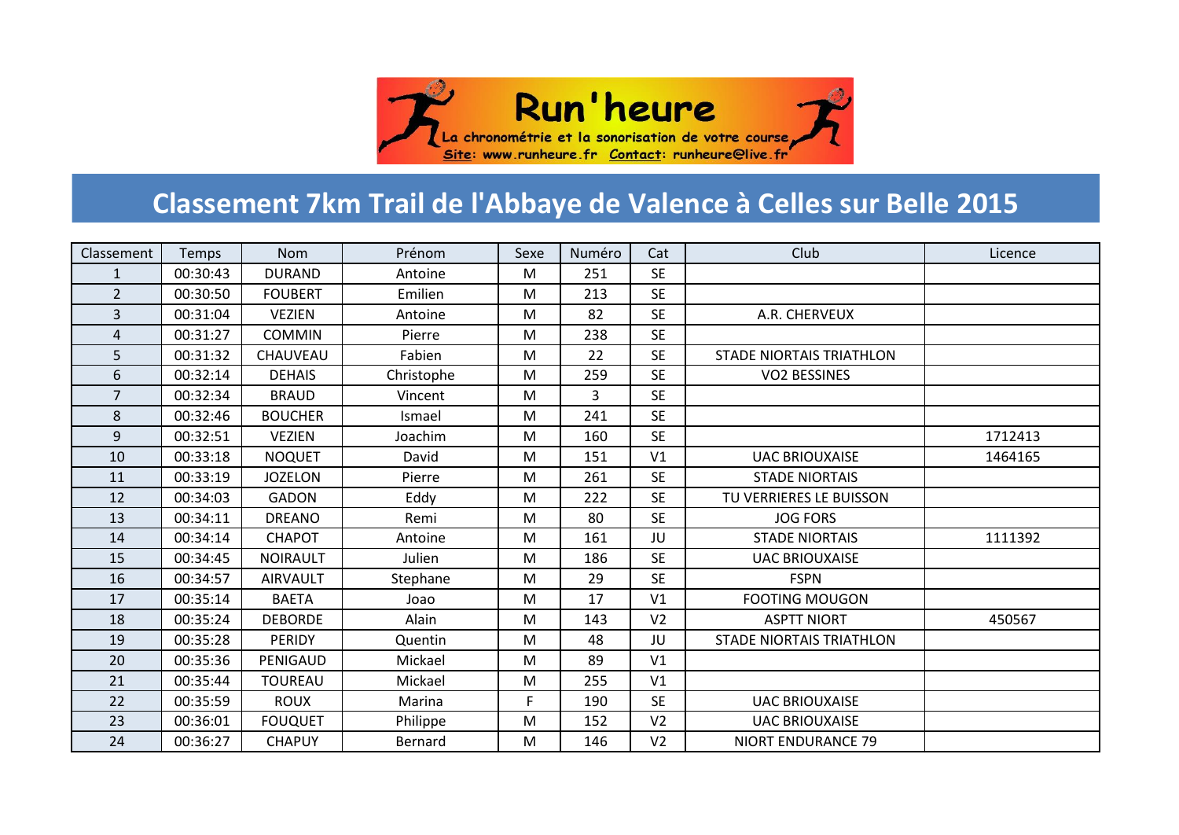Run'heure

La chronométrie et la sonorisation de votre course

Site: www.runheure.fr Contact: runheure@live.fr

# Classement 7km Trail de l'Abbaye de Valence à Celles sur Belle 2015

| Classement | Temps | Nom | Prénom | Sexe | Numéro | Cat | Club | Licence |
|---|---|---|---|---|---|---|---|---|
| 1 | 00:30:43 | DURAND | Antoine | M | 251 | SE | | |
| 2 | 00:30:50 | FOUBERT | Emilien | M | 213 | SE | | |
| 3 | 00:31:04 | VEZIEN | Antoine | M | 82 | SE | A.R. CHERVEUX | |
| 4 | 00:31:27 | COMMIN | Pierre | M | 238 | SE | | |
| 5 | 00:31:32 | CHAUVEAU | Fabien | M | 22 | SE | STADE NIORTAIS TRIATHLON | |
| 6 | 00:32:14 | DEHAIS | Christophe | M | 259 | SE | VO2 BESSINES | |
| 7 | 00:32:34 | BRAUD | Vincent | M | 3 | SE | | |
| 8 | 00:32:46 | BOUCHER | Ismael | M | 241 | SE | | |
| 9 | 00:32:51 | VEZIEN | Joachim | M | 160 | SE | | 1712413 |
| 10 | 00:33:18 | NOQUET | David | M | 151 | V1 | UAC BRIOUXAISE | 1464165 |
| 11 | 00:33:19 | JOZELON | Pierre | M | 261 | SE | STADE NIORTAIS | |
| 12 | 00:34:03 | GADON | Eddy | M | 222 | SE | TU VERRIERES LE BUISSON | |
| 13 | 00:34:11 | DREANO | Remi | M | 80 | SE | JOG FORS | |
| 14 | 00:34:14 | CHAPOT | Antoine | M | 161 | JU | STADE NIORTAIS | 1111392 |
| 15 | 00:34:45 | NOIRAULT | Julien | M | 186 | SE | UAC BRIOUXAISE | |
| 16 | 00:34:57 | AIRVAULT | Stephane | M | 29 | SE | FSPN | |
| 17 | 00:35:14 | BAETA | Joao | M | 17 | V1 | FOOTING MOUGON | |
| 18 | 00:35:24 | DEBORDE | Alain | M | 143 | V2 | ASPTT NIORT | 450567 |
| 19 | 00:35:28 | PERIDY | Quentin | M | 48 | JU | STADE NIORTAIS TRIATHLON | |
| 20 | 00:35:36 | PENIGAUD | Mickael | M | 89 | V1 | | |
| 21 | 00:35:44 | TOUREAU | Mickael | M | 255 | V1 | | |
| 22 | 00:35:59 | ROUX | Marina | F | 190 | SE | UAC BRIOUXAISE | |
| 23 | 00:36:01 | FOUQUET | Philippe | M | 152 | V2 | UAC BRIOUXAISE | |
| 24 | 00:36:27 | CHAPUY | Bernard | M | 146 | V2 | NIORT ENDURANCE 79 | |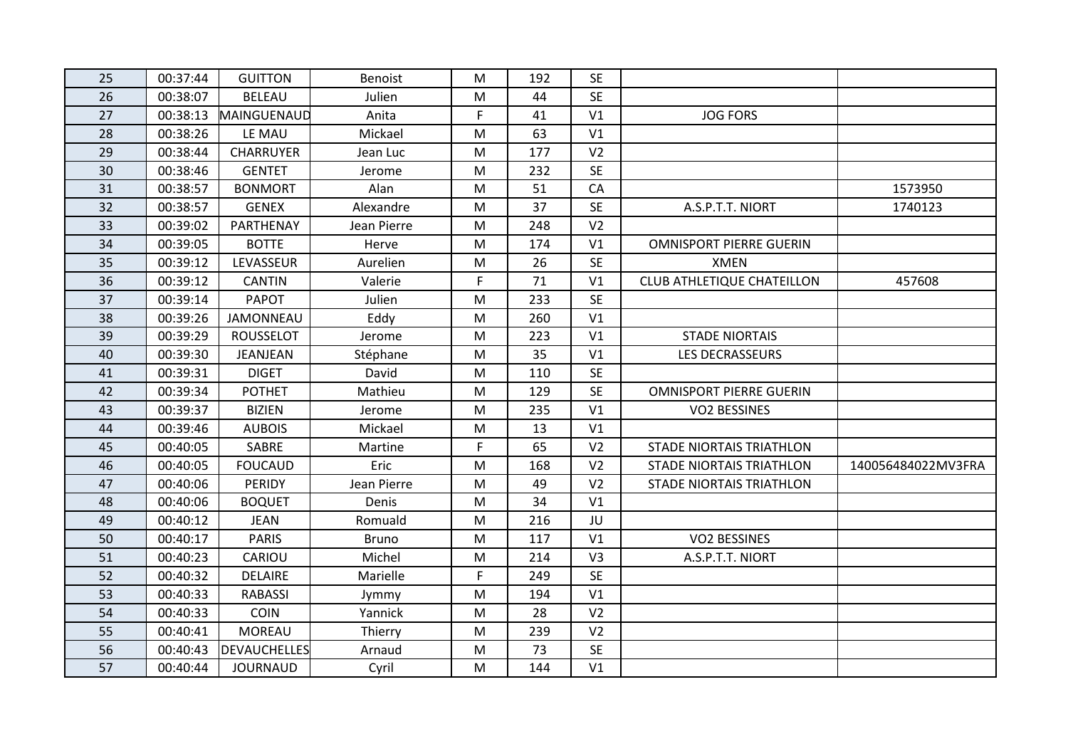| | | | | | | | | |
|---|---|---|---|---|---|---|---|---|
| 25 | 00:37:44 | GUITTON | Benoist | M | 192 | SE | | |
| 26 | 00:38:07 | BELEAU | Julien | M | 44 | SE | | |
| 27 | 00:38:13 | MAINGUENAUD | Anita | F | 41 | V1 | JOG FORS | |
| 28 | 00:38:26 | LE MAU | Mickael | M | 63 | V1 | | |
| 29 | 00:38:44 | CHARRUYER | Jean Luc | M | 177 | V2 | | |
| 30 | 00:38:46 | GENTET | Jerome | M | 232 | SE | | |
| 31 | 00:38:57 | BONMORT | Alan | M | 51 | CA | | 1573950 |
| 32 | 00:38:57 | GENEX | Alexandre | M | 37 | SE | A.S.P.T.T. NIORT | 1740123 |
| 33 | 00:39:02 | PARTHENAY | Jean Pierre | M | 248 | V2 | | |
| 34 | 00:39:05 | BOTTE | Herve | M | 174 | V1 | OMNISPORT PIERRE GUERIN | |
| 35 | 00:39:12 | LEVASSEUR | Aurelien | M | 26 | SE | XMEN | |
| 36 | 00:39:12 | CANTIN | Valerie | F | 71 | V1 | CLUB ATHLETIQUE CHATEILLON | 457608 |
| 37 | 00:39:14 | PAPOT | Julien | M | 233 | SE | | |
| 38 | 00:39:26 | JAMONNEAU | Eddy | M | 260 | V1 | | |
| 39 | 00:39:29 | ROUSSELOT | Jerome | M | 223 | V1 | STADE NIORTAIS | |
| 40 | 00:39:30 | JEANJEAN | Stéphane | M | 35 | V1 | LES DECRASSEURS | |
| 41 | 00:39:31 | DIGET | David | M | 110 | SE | | |
| 42 | 00:39:34 | POTHET | Mathieu | M | 129 | SE | OMNISPORT PIERRE GUERIN | |
| 43 | 00:39:37 | BIZIEN | Jerome | M | 235 | V1 | VO2 BESSINES | |
| 44 | 00:39:46 | AUBOIS | Mickael | M | 13 | V1 | | |
| 45 | 00:40:05 | SABRE | Martine | F | 65 | V2 | STADE NIORTAIS TRIATHLON | |
| 46 | 00:40:05 | FOUCAUD | Eric | M | 168 | V2 | STADE NIORTAIS TRIATHLON | 140056484022MV3FRA |
| 47 | 00:40:06 | PERIDY | Jean Pierre | M | 49 | V2 | STADE NIORTAIS TRIATHLON | |
| 48 | 00:40:06 | BOQUET | Denis | M | 34 | V1 | | |
| 49 | 00:40:12 | JEAN | Romuald | M | 216 | JU | | |
| 50 | 00:40:17 | PARIS | Bruno | M | 117 | V1 | VO2 BESSINES | |
| 51 | 00:40:23 | CARIOU | Michel | M | 214 | V3 | A.S.P.T.T. NIORT | |
| 52 | 00:40:32 | DELAIRE | Marielle | F | 249 | SE | | |
| 53 | 00:40:33 | RABASSI | Jymmy | M | 194 | V1 | | |
| 54 | 00:40:33 | COIN | Yannick | M | 28 | V2 | | |
| 55 | 00:40:41 | MOREAU | Thierry | M | 239 | V2 | | |
| 56 | 00:40:43 | DEVAUCHELLES | Arnaud | M | 73 | SE | | |
| 57 | 00:40:44 | JOURNAUD | Cyril | M | 144 | V1 | | |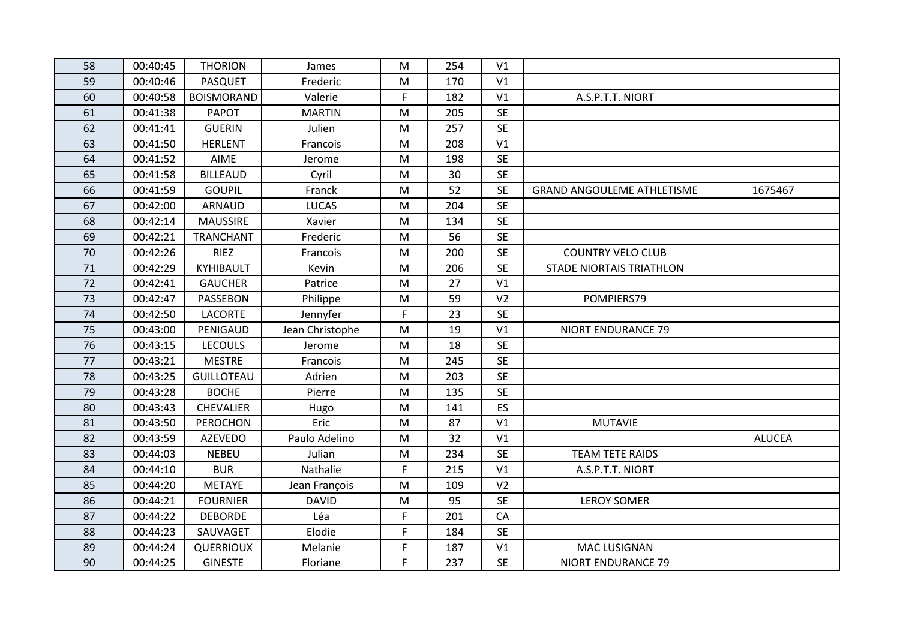| 58 | 00:40:45 | THORION | James | M | 254 | V1 | | |
|---|---|---|---|---|---|---|---|---|
| 59 | 00:40:46 | PASQUET | Frederic | M | 170 | V1 | | |
| 60 | 00:40:58 | BOISMORAND | Valerie | F | 182 | V1 | A.S.P.T.T. NIORT | |
| 61 | 00:41:38 | PAPOT | MARTIN | M | 205 | SE | | |
| 62 | 00:41:41 | GUERIN | Julien | M | 257 | SE | | |
| 63 | 00:41:50 | HERLENT | Francois | M | 208 | V1 | | |
| 64 | 00:41:52 | AIME | Jerome | M | 198 | SE | | |
| 65 | 00:41:58 | BILLEAUD | Cyril | M | 30 | SE | | |
| 66 | 00:41:59 | GOUPIL | Franck | M | 52 | SE | GRAND ANGOULEME ATHLETISME | 1675467 |
| 67 | 00:42:00 | ARNAUD | LUCAS | M | 204 | SE | | |
| 68 | 00:42:14 | MAUSSIRE | Xavier | M | 134 | SE | | |
| 69 | 00:42:21 | TRANCHANT | Frederic | M | 56 | SE | | |
| 70 | 00:42:26 | RIEZ | Francois | M | 200 | SE | COUNTRY VELO CLUB | |
| 71 | 00:42:29 | KYHIBAULT | Kevin | M | 206 | SE | STADE NIORTAIS TRIATHLON | |
| 72 | 00:42:41 | GAUCHER | Patrice | M | 27 | V1 | | |
| 73 | 00:42:47 | PASSEBON | Philippe | M | 59 | V2 | POMPIERS79 | |
| 74 | 00:42:50 | LACORTE | Jennyfer | F | 23 | SE | | |
| 75 | 00:43:00 | PENIGAUD | Jean Christophe | M | 19 | V1 | NIORT ENDURANCE 79 | |
| 76 | 00:43:15 | LECOULS | Jerome | M | 18 | SE | | |
| 77 | 00:43:21 | MESTRE | Francois | M | 245 | SE | | |
| 78 | 00:43:25 | GUILLOTEAU | Adrien | M | 203 | SE | | |
| 79 | 00:43:28 | BOCHE | Pierre | M | 135 | SE | | |
| 80 | 00:43:43 | CHEVALIER | Hugo | M | 141 | ES | | |
| 81 | 00:43:50 | PEROCHON | Eric | M | 87 | V1 | MUTAVIE | |
| 82 | 00:43:59 | AZEVEDO | Paulo Adelino | M | 32 | V1 | | ALUCEA |
| 83 | 00:44:03 | NEBEU | Julian | M | 234 | SE | TEAM TETE RAIDS | |
| 84 | 00:44:10 | BUR | Nathalie | F | 215 | V1 | A.S.P.T.T. NIORT | |
| 85 | 00:44:20 | METAYE | Jean François | M | 109 | V2 | | |
| 86 | 00:44:21 | FOURNIER | DAVID | M | 95 | SE | LEROY SOMER | |
| 87 | 00:44:22 | DEBORDE | Léa | F | 201 | CA | | |
| 88 | 00:44:23 | SAUVAGET | Elodie | F | 184 | SE | | |
| 89 | 00:44:24 | QUERRIOUX | Melanie | F | 187 | V1 | MAC LUSIGNAN | |
| 90 | 00:44:25 | GINESTE | Floriane | F | 237 | SE | NIORT ENDURANCE 79 | |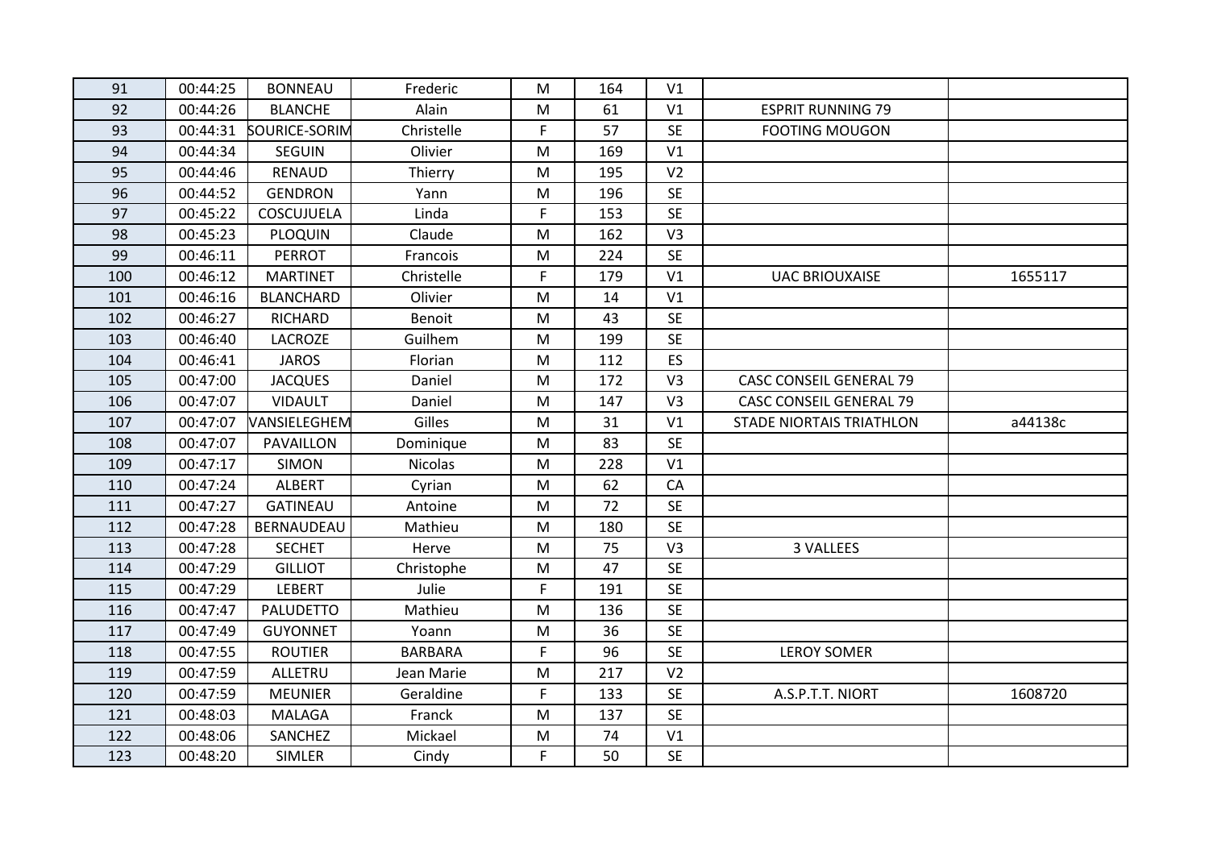| 91 | 00:44:25 | BONNEAU | Frederic | M | 164 | V1 | | |
|---|---|---|---|---|---|---|---|---|
| 92 | 00:44:26 | BLANCHE | Alain | M | 61 | V1 | ESPRIT RUNNING 79 | |
| 93 | 00:44:31 | SOURICE-SORIM | Christelle | F | 57 | SE | FOOTING MOUGON | |
| 94 | 00:44:34 | SEGUIN | Olivier | M | 169 | V1 | | |
| 95 | 00:44:46 | RENAUD | Thierry | M | 195 | V2 | | |
| 96 | 00:44:52 | GENDRON | Yann | M | 196 | SE | | |
| 97 | 00:45:22 | COSCUJUELA | Linda | F | 153 | SE | | |
| 98 | 00:45:23 | PLOQUIN | Claude | M | 162 | V3 | | |
| 99 | 00:46:11 | PERROT | Francois | M | 224 | SE | | |
| 100 | 00:46:12 | MARTINET | Christelle | F | 179 | V1 | UAC BRIOUXAISE | 1655117 |
| 101 | 00:46:16 | BLANCHARD | Olivier | M | 14 | V1 | | |
| 102 | 00:46:27 | RICHARD | Benoit | M | 43 | SE | | |
| 103 | 00:46:40 | LACROZE | Guilhem | M | 199 | SE | | |
| 104 | 00:46:41 | JAROS | Florian | M | 112 | ES | | |
| 105 | 00:47:00 | JACQUES | Daniel | M | 172 | V3 | CASC CONSEIL GENERAL 79 | |
| 106 | 00:47:07 | VIDAULT | Daniel | M | 147 | V3 | CASC CONSEIL GENERAL 79 | |
| 107 | 00:47:07 | VANSIELEGHEM | Gilles | M | 31 | V1 | STADE NIORTAIS TRIATHLON | a44138c |
| 108 | 00:47:07 | PAVAILLON | Dominique | M | 83 | SE | | |
| 109 | 00:47:17 | SIMON | Nicolas | M | 228 | V1 | | |
| 110 | 00:47:24 | ALBERT | Cyrian | M | 62 | CA | | |
| 111 | 00:47:27 | GATINEAU | Antoine | M | 72 | SE | | |
| 112 | 00:47:28 | BERNAUDEAU | Mathieu | M | 180 | SE | | |
| 113 | 00:47:28 | SECHET | Herve | M | 75 | V3 | 3 VALLEES | |
| 114 | 00:47:29 | GILLIOT | Christophe | M | 47 | SE | | |
| 115 | 00:47:29 | LEBERT | Julie | F | 191 | SE | | |
| 116 | 00:47:47 | PALUDETTO | Mathieu | M | 136 | SE | | |
| 117 | 00:47:49 | GUYONNET | Yoann | M | 36 | SE | | |
| 118 | 00:47:55 | ROUTIER | BARBARA | F | 96 | SE | LEROY SOMER | |
| 119 | 00:47:59 | ALLETRU | Jean Marie | M | 217 | V2 | | |
| 120 | 00:47:59 | MEUNIER | Geraldine | F | 133 | SE | A.S.P.T.T. NIORT | 1608720 |
| 121 | 00:48:03 | MALAGA | Franck | M | 137 | SE | | |
| 122 | 00:48:06 | SANCHEZ | Mickael | M | 74 | V1 | | |
| 123 | 00:48:20 | SIMLER | Cindy | F | 50 | SE | | |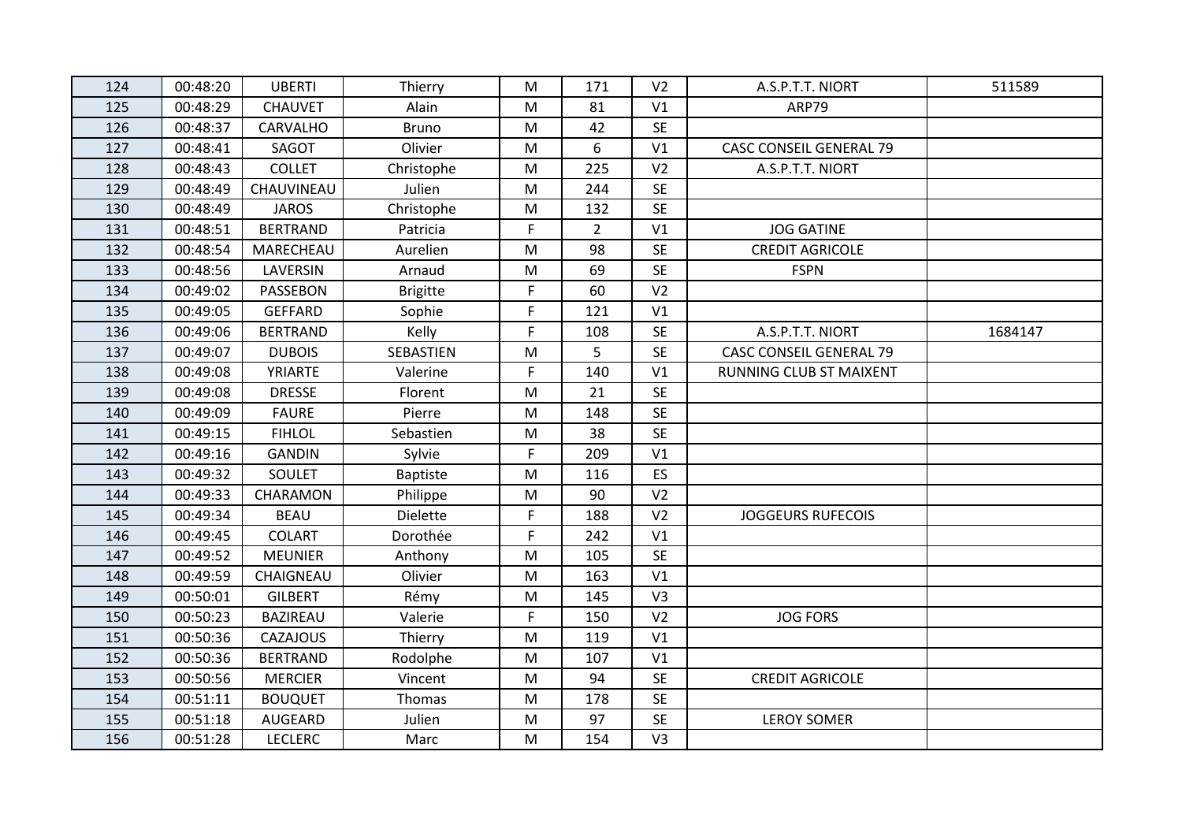| 124 | 00:48:20 | UBERTI | Thierry | M | 171 | V2 | A.S.P.T.T. NIORT | 511589 |
|---|---|---|---|---|---|---|---|---|
| 125 | 00:48:29 | CHAUVET | Alain | M | 81 | V1 | ARP79 | |
| 126 | 00:48:37 | CARVALHO | Bruno | M | 42 | SE | | |
| 127 | 00:48:41 | SAGOT | Olivier | M | 6 | V1 | CASC CONSEIL GENERAL 79 | |
| 128 | 00:48:43 | COLLET | Christophe | M | 225 | V2 | A.S.P.T.T. NIORT | |
| 129 | 00:48:49 | CHAUVINEAU | Julien | M | 244 | SE | | |
| 130 | 00:48:49 | JAROS | Christophe | M | 132 | SE | | |
| 131 | 00:48:51 | BERTRAND | Patricia | F | 2 | V1 | JOG GATINE | |
| 132 | 00:48:54 | MARECHEAU | Aurelien | M | 98 | SE | CREDIT AGRICOLE | |
| 133 | 00:48:56 | LAVERSIN | Arnaud | M | 69 | SE | FSPN | |
| 134 | 00:49:02 | PASSEBON | Brigitte | F | 60 | V2 | | |
| 135 | 00:49:05 | GEFFARD | Sophie | F | 121 | V1 | | |
| 136 | 00:49:06 | BERTRAND | Kelly | F | 108 | SE | A.S.P.T.T. NIORT | 1684147 |
| 137 | 00:49:07 | DUBOIS | SEBASTIEN | M | 5 | SE | CASC CONSEIL GENERAL 79 | |
| 138 | 00:49:08 | YRIARTE | Valerine | F | 140 | V1 | RUNNING CLUB ST MAIXENT | |
| 139 | 00:49:08 | DRESSE | Florent | M | 21 | SE | | |
| 140 | 00:49:09 | FAURE | Pierre | M | 148 | SE | | |
| 141 | 00:49:15 | FIHLOL | Sebastien | M | 38 | SE | | |
| 142 | 00:49:16 | GANDIN | Sylvie | F | 209 | V1 | | |
| 143 | 00:49:32 | SOULET | Baptiste | M | 116 | ES | | |
| 144 | 00:49:33 | CHARAMON | Philippe | M | 90 | V2 | | |
| 145 | 00:49:34 | BEAU | Dielette | F | 188 | V2 | JOGGEURS RUFECOIS | |
| 146 | 00:49:45 | COLART | Dorothée | F | 242 | V1 | | |
| 147 | 00:49:52 | MEUNIER | Anthony | M | 105 | SE | | |
| 148 | 00:49:59 | CHAIGNEAU | Olivier | M | 163 | V1 | | |
| 149 | 00:50:01 | GILBERT | Rémy | M | 145 | V3 | | |
| 150 | 00:50:23 | BAZIREAU | Valerie | F | 150 | V2 | JOG FORS | |
| 151 | 00:50:36 | CAZAJOUS | Thierry | M | 119 | V1 | | |
| 152 | 00:50:36 | BERTRAND | Rodolphe | M | 107 | V1 | | |
| 153 | 00:50:56 | MERCIER | Vincent | M | 94 | SE | CREDIT AGRICOLE | |
| 154 | 00:51:11 | BOUQUET | Thomas | M | 178 | SE | | |
| 155 | 00:51:18 | AUGEARD | Julien | M | 97 | SE | LEROY SOMER | |
| 156 | 00:51:28 | LECLERC | Marc | M | 154 | V3 | | |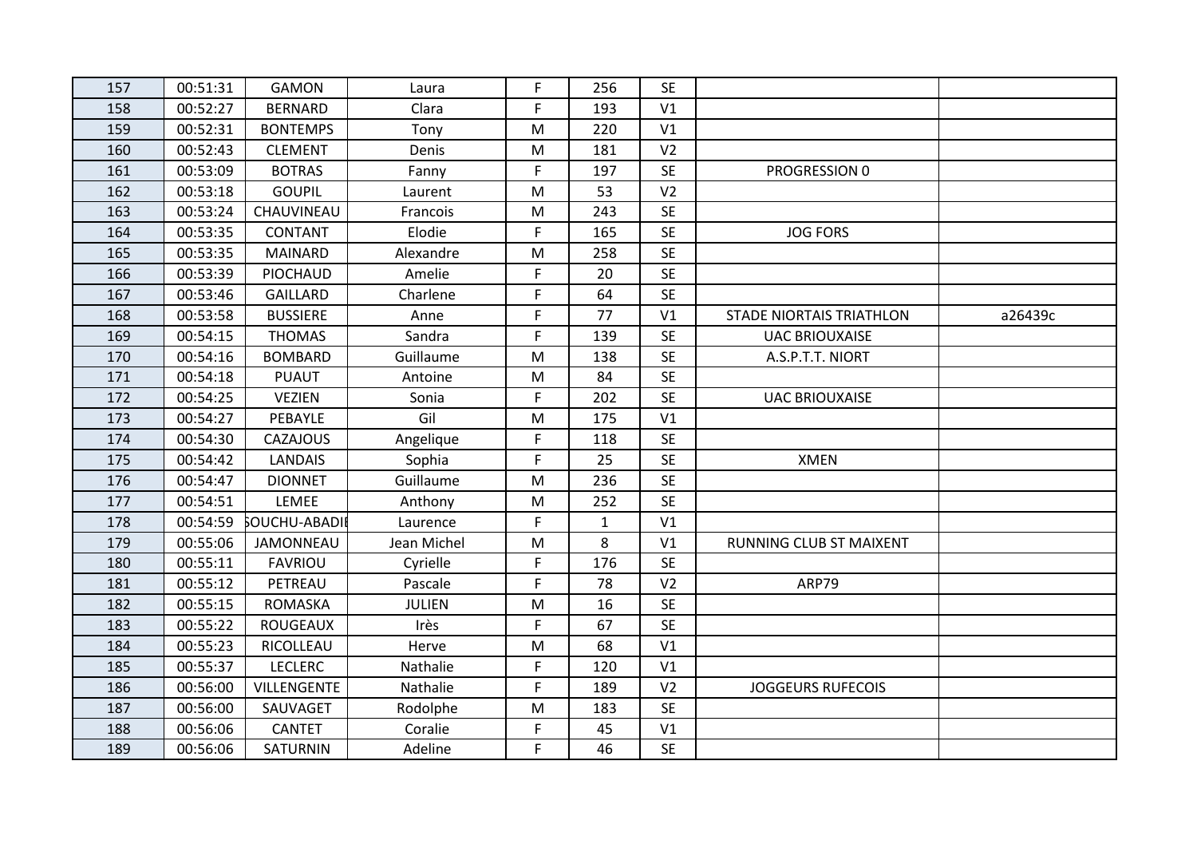| 157 | 00:51:31 | GAMON | Laura | F | 256 | SE | | |
|---|---|---|---|---|---|---|---|---|
| 158 | 00:52:27 | BERNARD | Clara | F | 193 | V1 | | |
| 159 | 00:52:31 | BONTEMPS | Tony | M | 220 | V1 | | |
| 160 | 00:52:43 | CLEMENT | Denis | M | 181 | V2 | | |
| 161 | 00:53:09 | BOTRAS | Fanny | F | 197 | SE | PROGRESSION 0 | |
| 162 | 00:53:18 | GOUPIL | Laurent | M | 53 | V2 | | |
| 163 | 00:53:24 | CHAUVINEAU | Francois | M | 243 | SE | | |
| 164 | 00:53:35 | CONTANT | Elodie | F | 165 | SE | JOG FORS | |
| 165 | 00:53:35 | MAINARD | Alexandre | M | 258 | SE | | |
| 166 | 00:53:39 | PIOCHAUD | Amelie | F | 20 | SE | | |
| 167 | 00:53:46 | GAILLARD | Charlene | F | 64 | SE | | |
| 168 | 00:53:58 | BUSSIERE | Anne | F | 77 | V1 | STADE NIORTAIS TRIATHLON | a26439c |
| 169 | 00:54:15 | THOMAS | Sandra | F | 139 | SE | UAC BRIOUXAISE | |
| 170 | 00:54:16 | BOMBARD | Guillaume | M | 138 | SE | A.S.P.T.T. NIORT | |
| 171 | 00:54:18 | PUAUT | Antoine | M | 84 | SE | | |
| 172 | 00:54:25 | VEZIEN | Sonia | F | 202 | SE | UAC BRIOUXAISE | |
| 173 | 00:54:27 | PEBAYLE | Gil | M | 175 | V1 | | |
| 174 | 00:54:30 | CAZAJOUS | Angelique | F | 118 | SE | | |
| 175 | 00:54:42 | LANDAIS | Sophia | F | 25 | SE | XMEN | |
| 176 | 00:54:47 | DIONNET | Guillaume | M | 236 | SE | | |
| 177 | 00:54:51 | LEMEE | Anthony | M | 252 | SE | | |
| 178 | 00:54:59 | SOUCHU-ABADIE | Laurence | F | 1 | V1 | | |
| 179 | 00:55:06 | JAMONNEAU | Jean Michel | M | 8 | V1 | RUNNING CLUB ST MAIXENT | |
| 180 | 00:55:11 | FAVRIOU | Cyrielle | F | 176 | SE | | |
| 181 | 00:55:12 | PETREAU | Pascale | F | 78 | V2 | ARP79 | |
| 182 | 00:55:15 | ROMASKA | JULIEN | M | 16 | SE | | |
| 183 | 00:55:22 | ROUGEAUX | Irès | F | 67 | SE | | |
| 184 | 00:55:23 | RICOLLEAU | Herve | M | 68 | V1 | | |
| 185 | 00:55:37 | LECLERC | Nathalie | F | 120 | V1 | | |
| 186 | 00:56:00 | VILLENGENTE | Nathalie | F | 189 | V2 | JOGGEURS RUFECOIS | |
| 187 | 00:56:00 | SAUVAGET | Rodolphe | M | 183 | SE | | |
| 188 | 00:56:06 | CANTET | Coralie | F | 45 | V1 | | |
| 189 | 00:56:06 | SATURNIN | Adeline | F | 46 | SE | | |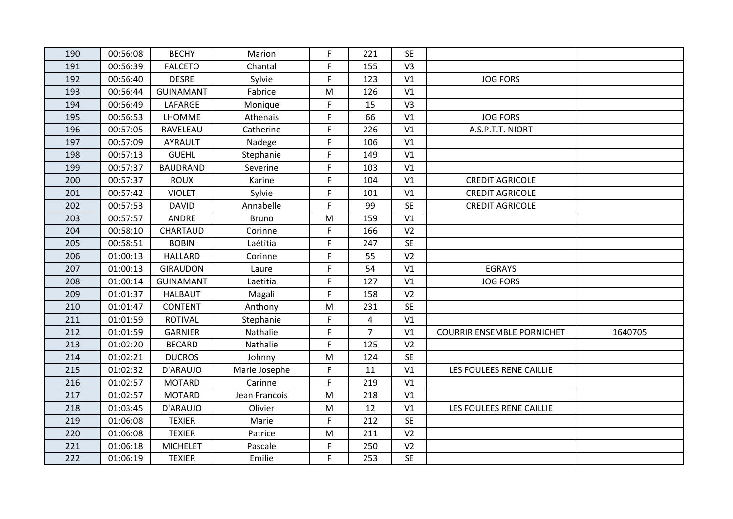| 190 | 00:56:08 | BECHY | Marion | F | 221 | SE | | |
|---|---|---|---|---|---|---|---|---|
| 191 | 00:56:39 | FALCETO | Chantal | F | 155 | V3 | | |
| 192 | 00:56:40 | DESRE | Sylvie | F | 123 | V1 | JOG FORS | |
| 193 | 00:56:44 | GUINAMANT | Fabrice | M | 126 | V1 | | |
| 194 | 00:56:49 | LAFARGE | Monique | F | 15 | V3 | | |
| 195 | 00:56:53 | LHOMME | Athenais | F | 66 | V1 | JOG FORS | |
| 196 | 00:57:05 | RAVELEAU | Catherine | F | 226 | V1 | A.S.P.T.T. NIORT | |
| 197 | 00:57:09 | AYRAULT | Nadege | F | 106 | V1 | | |
| 198 | 00:57:13 | GUEHL | Stephanie | F | 149 | V1 | | |
| 199 | 00:57:37 | BAUDRAND | Severine | F | 103 | V1 | | |
| 200 | 00:57:37 | ROUX | Karine | F | 104 | V1 | CREDIT AGRICOLE | |
| 201 | 00:57:42 | VIOLET | Sylvie | F | 101 | V1 | CREDIT AGRICOLE | |
| 202 | 00:57:53 | DAVID | Annabelle | F | 99 | SE | CREDIT AGRICOLE | |
| 203 | 00:57:57 | ANDRE | Bruno | M | 159 | V1 | | |
| 204 | 00:58:10 | CHARTAUD | Corinne | F | 166 | V2 | | |
| 205 | 00:58:51 | BOBIN | Laétitia | F | 247 | SE | | |
| 206 | 01:00:13 | HALLARD | Corinne | F | 55 | V2 | | |
| 207 | 01:00:13 | GIRAUDON | Laure | F | 54 | V1 | EGRAYS | |
| 208 | 01:00:14 | GUINAMANT | Laetitia | F | 127 | V1 | JOG FORS | |
| 209 | 01:01:37 | HALBAUT | Magali | F | 158 | V2 | | |
| 210 | 01:01:47 | CONTENT | Anthony | M | 231 | SE | | |
| 211 | 01:01:59 | ROTIVAL | Stephanie | F | 4 | V1 | | |
| 212 | 01:01:59 | GARNIER | Nathalie | F | 7 | V1 | COURRIR ENSEMBLE PORNICHET | 1640705 |
| 213 | 01:02:20 | BECARD | Nathalie | F | 125 | V2 | | |
| 214 | 01:02:21 | DUCROS | Johnny | M | 124 | SE | | |
| 215 | 01:02:32 | D'ARAUJO | Marie Josephe | F | 11 | V1 | LES FOULEES RENE CAILLIE | |
| 216 | 01:02:57 | MOTARD | Carinne | F | 219 | V1 | | |
| 217 | 01:02:57 | MOTARD | Jean Francois | M | 218 | V1 | | |
| 218 | 01:03:45 | D'ARAUJO | Olivier | M | 12 | V1 | LES FOULEES RENE CAILLIE | |
| 219 | 01:06:08 | TEXIER | Marie | F | 212 | SE | | |
| 220 | 01:06:08 | TEXIER | Patrice | M | 211 | V2 | | |
| 221 | 01:06:18 | MICHELET | Pascale | F | 250 | V2 | | |
| 222 | 01:06:19 | TEXIER | Emilie | F | 253 | SE | | |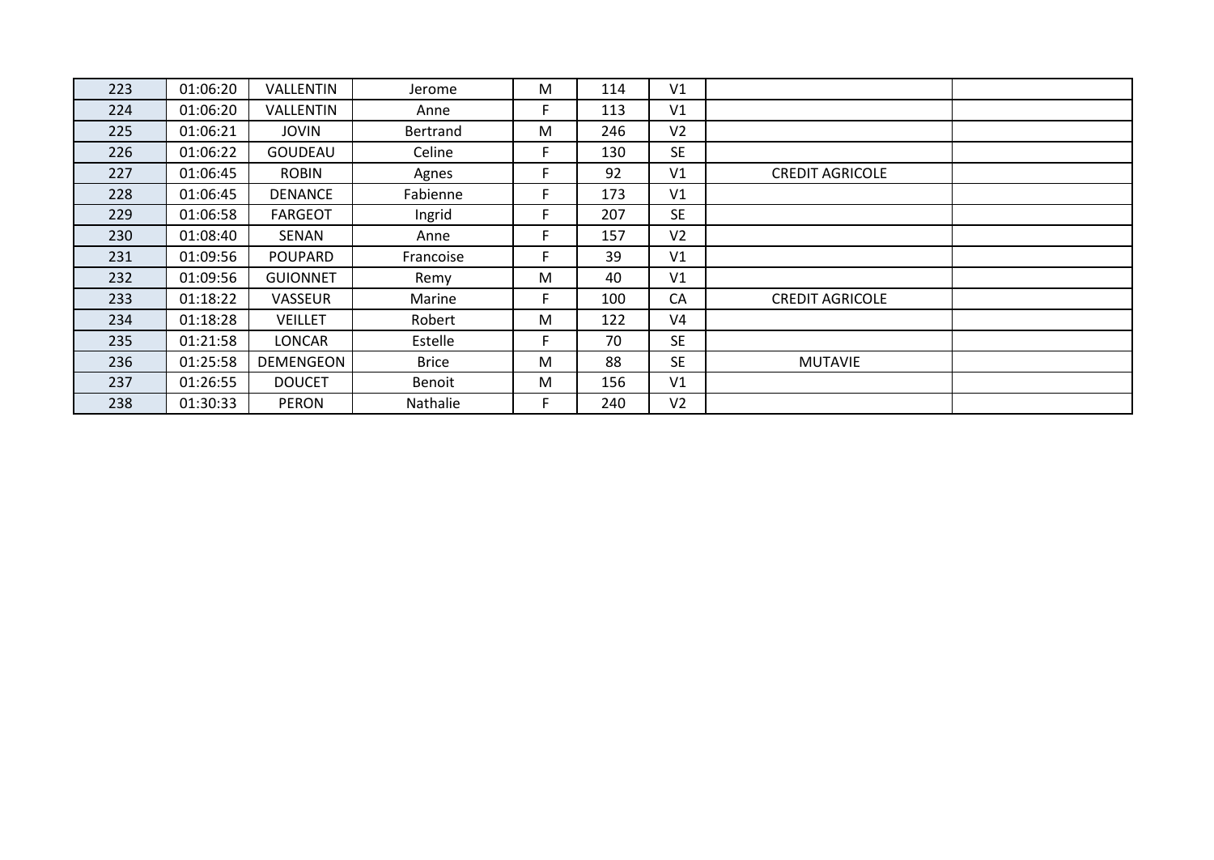| | | | | | | | | |
|---|---|---|---|---|---|---|---|---|
| 223 | 01:06:20 | VALLENTIN | Jerome | M | 114 | V1 | | |
| 224 | 01:06:20 | VALLENTIN | Anne | F | 113 | V1 | | |
| 225 | 01:06:21 | JOVIN | Bertrand | M | 246 | V2 | | |
| 226 | 01:06:22 | GOUDEAU | Celine | F | 130 | SE | | |
| 227 | 01:06:45 | ROBIN | Agnes | F | 92 | V1 | CREDIT AGRICOLE | |
| 228 | 01:06:45 | DENANCE | Fabienne | F | 173 | V1 | | |
| 229 | 01:06:58 | FARGEOT | Ingrid | F | 207 | SE | | |
| 230 | 01:08:40 | SENAN | Anne | F | 157 | V2 | | |
| 231 | 01:09:56 | POUPARD | Francoise | F | 39 | V1 | | |
| 232 | 01:09:56 | GUIONNET | Remy | M | 40 | V1 | | |
| 233 | 01:18:22 | VASSEUR | Marine | F | 100 | CA | CREDIT AGRICOLE | |
| 234 | 01:18:28 | VEILLET | Robert | M | 122 | V4 | | |
| 235 | 01:21:58 | LONCAR | Estelle | F | 70 | SE | | |
| 236 | 01:25:58 | DEMENGEON | Brice | M | 88 | SE | MUTAVIE | |
| 237 | 01:26:55 | DOUCET | Benoit | M | 156 | V1 | | |
| 238 | 01:30:33 | PERON | Nathalie | F | 240 | V2 | | |